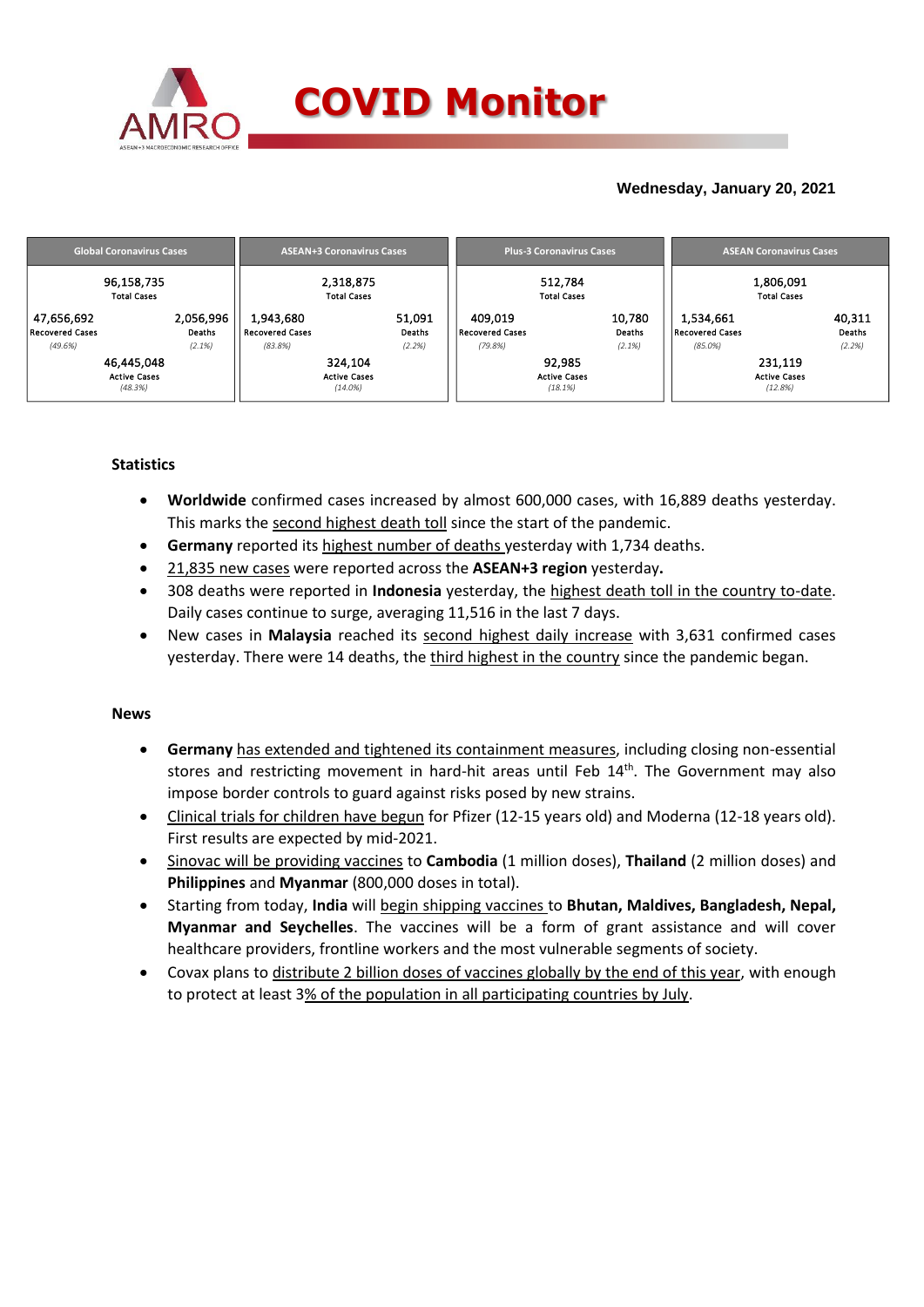# COVID Monitor

**Wednesday, January 20, 2021**

| Global Coronavirus Cases | | ASEAN+3 Coronavirus Cases | | Plus-3 Coronavirus Cases | | ASEAN Coronavirus Cases | |
|---|---|---|---|---|---|---|---|
| 96,158,735 Total Cases | | 2,318,875 Total Cases | | 512,784 Total Cases | | 1,806,091 Total Cases | |
| 47,656,692 Recovered Cases *(49.6%)* | 2,056,996 Deaths *(2.1%)* | 1,943,680 Recovered Cases *(83.8%)* | 51,091 Deaths *(2.2%)* | 409,019 Recovered Cases *(79.8%)* | 10,780 Deaths *(2.1%)* | 1,534,661 Recovered Cases *(85.0%)* | 40,311 Deaths *(2.2%)* |
| 46,445,048 Active Cases *(48.3%)* | | 324,104 Active Cases *(14.0%)* | | 92,985 Active Cases *(18.1%)* | | 231,119 Active Cases *(12.8%)* | |

### Statistics

- **Worldwide** confirmed cases increased by almost 600,000 cases, with 16,889 deaths yesterday. This marks the second highest death toll since the start of the pandemic.
- **Germany** reported its highest number of deaths yesterday with 1,734 deaths.
- 21,835 new cases were reported across the **ASEAN+3 region** yesterday**.**
- 308 deaths were reported in **Indonesia** yesterday, the highest death toll in the country to-date. Daily cases continue to surge, averaging 11,516 in the last 7 days.
- New cases in **Malaysia** reached its second highest daily increase with 3,631 confirmed cases yesterday. There were 14 deaths, the third highest in the country since the pandemic began.

### News

- **Germany** has extended and tightened its containment measures, including closing non-essential stores and restricting movement in hard-hit areas until Feb 14th. The Government may also impose border controls to guard against risks posed by new strains.
- Clinical trials for children have begun for Pfizer (12-15 years old) and Moderna (12-18 years old). First results are expected by mid-2021.
- Sinovac will be providing vaccines to **Cambodia** (1 million doses), **Thailand** (2 million doses) and **Philippines** and **Myanmar** (800,000 doses in total).
- Starting from today, **India** will begin shipping vaccines to **Bhutan, Maldives, Bangladesh, Nepal, Myanmar and Seychelles**. The vaccines will be a form of grant assistance and will cover healthcare providers, frontline workers and the most vulnerable segments of society.
- Covax plans to distribute 2 billion doses of vaccines globally by the end of this year, with enough to protect at least 3% of the population in all participating countries by July.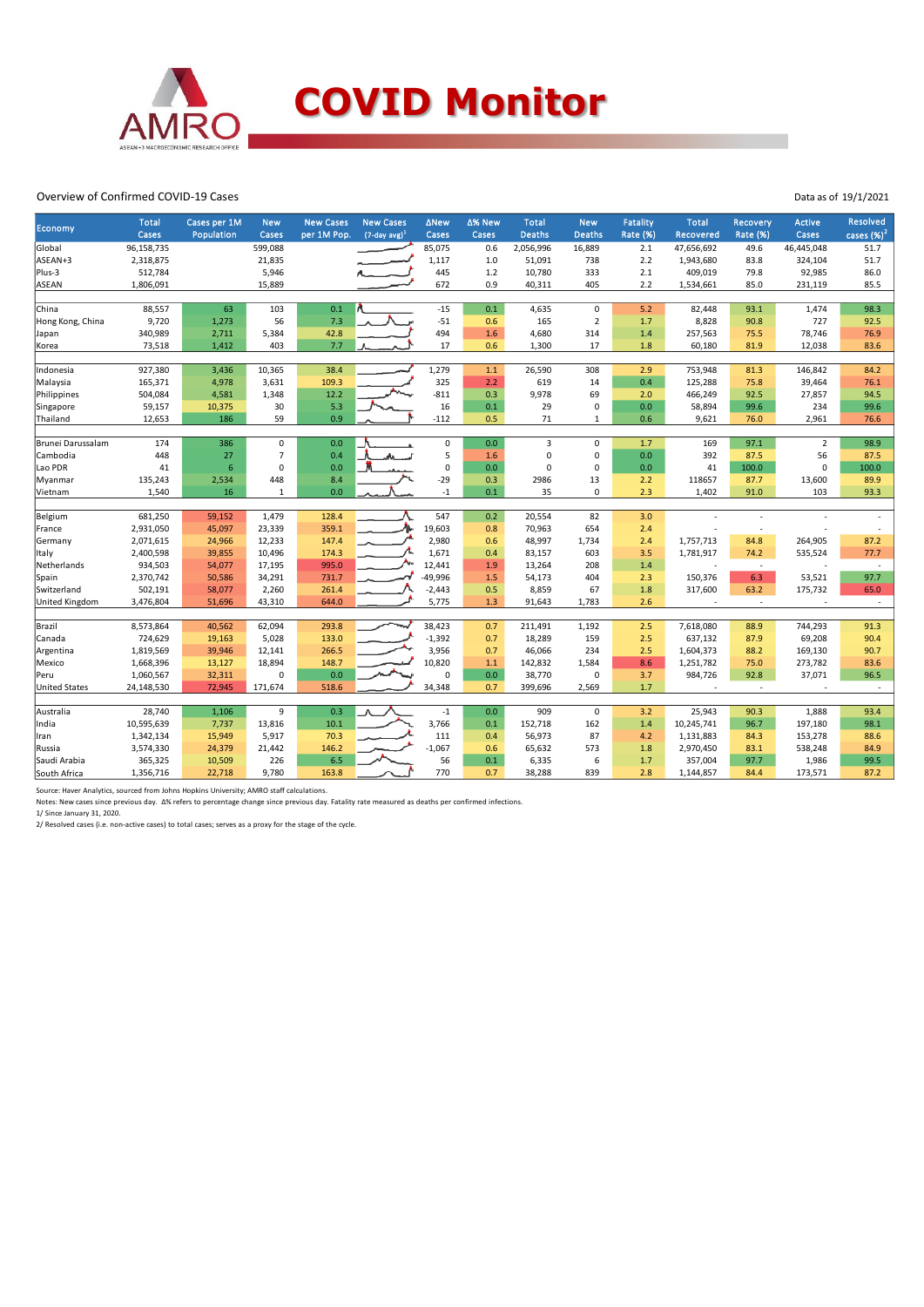# COVID Monitor

Overview of Confirmed COVID-19 Cases

Data as of 19/1/2021

| Economy | Total Cases | Cases per 1M Population | New Cases | New Cases per 1M Pop. | New Cases (7-day avg)[1] | ΔNew Cases | Δ% New Cases | Total Deaths | New Deaths | Fatality Rate (%) | Total Recovered | Recovery Rate (%) | Active Cases | Resolved cases (%)[2] |
|---|---|---|---|---|---|---|---|---|---|---|---|---|---|---|
| Global | 96,158,735 | | 599,088 | | | 85,075 | 0.6 | 2,056,996 | 16,889 | 2.1 | 47,656,692 | 49.6 | 46,445,048 | 51.7 |
| ASEAN+3 | 2,318,875 | | 21,835 | | | 1,117 | 1.0 | 51,091 | 738 | 2.2 | 1,943,680 | 83.8 | 324,104 | 51.7 |
| Plus-3 | 512,784 | | 5,946 | | | 445 | 1.2 | 10,780 | 333 | 2.1 | 409,019 | 79.8 | 92,985 | 86.0 |
| ASEAN | 1,806,091 | | 15,889 | | | 672 | 0.9 | 40,311 | 405 | 2.2 | 1,534,661 | 85.0 | 231,119 | 85.5 |
| | | | | | | | | | | | | | | |
| China | 88,557 | 63 | 103 | 0.1 | | -15 | 0.1 | 4,635 | 0 | 5.2 | 82,448 | 93.1 | 1,474 | 98.3 |
| Hong Kong, China | 9,720 | 1,273 | 56 | 7.3 | | -51 | 0.6 | 165 | 2 | 1.7 | 8,828 | 90.8 | 727 | 92.5 |
| Japan | 340,989 | 2,711 | 5,384 | 42.8 | | 494 | 1.6 | 4,680 | 314 | 1.4 | 257,563 | 75.5 | 78,746 | 76.9 |
| Korea | 73,518 | 1,412 | 403 | 7.7 | | 17 | 0.6 | 1,300 | 17 | 1.8 | 60,180 | 81.9 | 12,038 | 83.6 |
| | | | | | | | | | | | | | | |
| Indonesia | 927,380 | 3,436 | 10,365 | 38.4 | | 1,279 | 1.1 | 26,590 | 308 | 2.9 | 753,948 | 81.3 | 146,842 | 84.2 |
| Malaysia | 165,371 | 4,978 | 3,631 | 109.3 | | 325 | 2.2 | 619 | 14 | 0.4 | 125,288 | 75.8 | 39,464 | 76.1 |
| Philippines | 504,084 | 4,581 | 1,348 | 12.2 | | -811 | 0.3 | 9,978 | 69 | 2.0 | 466,249 | 92.5 | 27,857 | 94.5 |
| Singapore | 59,157 | 10,375 | 30 | 5.3 | | 16 | 0.1 | 29 | 0 | 0.0 | 58,894 | 99.6 | 234 | 99.6 |
| Thailand | 12,653 | 186 | 59 | 0.9 | | -112 | 0.5 | 71 | 1 | 0.6 | 9,621 | 76.0 | 2,961 | 76.6 |
| | | | | | | | | | | | | | | |
| Brunei Darussalam | 174 | 386 | 0 | 0.0 | | 0 | 0.0 | 3 | 0 | 1.7 | 169 | 97.1 | 2 | 98.9 |
| Cambodia | 448 | 27 | 7 | 0.4 | | 5 | 1.6 | 0 | 0 | 0.0 | 392 | 87.5 | 56 | 87.5 |
| Lao PDR | 41 | 6 | 0 | 0.0 | | 0 | 0.0 | 0 | 0 | 0.0 | 41 | 100.0 | 0 | 100.0 |
| Myanmar | 135,243 | 2,534 | 448 | 8.4 | | -29 | 0.3 | 2986 | 13 | 2.2 | 118657 | 87.7 | 13,600 | 89.9 |
| Vietnam | 1,540 | 16 | 1 | 0.0 | | -1 | 0.1 | 35 | 0 | 2.3 | 1,402 | 91.0 | 103 | 93.3 |
| | | | | | | | | | | | | | | |
| Belgium | 681,250 | 59,152 | 1,479 | 128.4 | | 547 | 0.2 | 20,554 | 82 | 3.0 | - | - | - | - |
| France | 2,931,050 | 45,097 | 23,339 | 359.1 | | 19,603 | 0.8 | 70,963 | 654 | 2.4 | - | - | - | - |
| Germany | 2,071,615 | 24,966 | 12,233 | 147.4 | | 2,980 | 0.6 | 48,997 | 1,734 | 2.4 | 1,757,713 | 84.8 | 264,905 | 87.2 |
| Italy | 2,400,598 | 39,855 | 10,496 | 174.3 | | 1,671 | 0.4 | 83,157 | 603 | 3.5 | 1,781,917 | 74.2 | 535,524 | 77.7 |
| Netherlands | 934,503 | 54,077 | 17,195 | 995.0 | | 12,441 | 1.9 | 13,264 | 208 | 1.4 | - | - | - | - |
| Spain | 2,370,742 | 50,586 | 34,291 | 731.7 | | -49,996 | 1.5 | 54,173 | 404 | 2.3 | 150,376 | 6.3 | 53,521 | 97.7 |
| Switzerland | 502,191 | 58,077 | 2,260 | 261.4 | | -2,443 | 0.5 | 8,859 | 67 | 1.8 | 317,600 | 63.2 | 175,732 | 65.0 |
| United Kingdom | 3,476,804 | 51,696 | 43,310 | 644.0 | | 5,775 | 1.3 | 91,643 | 1,783 | 2.6 | - | - | - | - |
| | | | | | | | | | | | | | | |
| Brazil | 8,573,864 | 40,562 | 62,094 | 293.8 | | 38,423 | 0.7 | 211,491 | 1,192 | 2.5 | 7,618,080 | 88.9 | 744,293 | 91.3 |
| Canada | 724,629 | 19,163 | 5,028 | 133.0 | | -1,392 | 0.7 | 18,289 | 159 | 2.5 | 637,132 | 87.9 | 69,208 | 90.4 |
| Argentina | 1,819,569 | 39,946 | 12,141 | 266.5 | | 3,956 | 0.7 | 46,066 | 234 | 2.5 | 1,604,373 | 88.2 | 169,130 | 90.7 |
| Mexico | 1,668,396 | 13,127 | 18,894 | 148.7 | | 10,820 | 1.1 | 142,832 | 1,584 | 8.6 | 1,251,782 | 75.0 | 273,782 | 83.6 |
| Peru | 1,060,567 | 32,311 | 0 | 0.0 | | 0 | 0.0 | 38,770 | 0 | 3.7 | 984,726 | 92.8 | 37,071 | 96.5 |
| United States | 24,148,530 | 72,945 | 171,674 | 518.6 | | 34,348 | 0.7 | 399,696 | 2,569 | 1.7 | - | - | - | - |
| | | | | | | | | | | | | | | |
| Australia | 28,740 | 1,106 | 9 | 0.3 | | -1 | 0.0 | 909 | 0 | 3.2 | 25,943 | 90.3 | 1,888 | 93.4 |
| India | 10,595,639 | 7,737 | 13,816 | 10.1 | | 3,766 | 0.1 | 152,718 | 162 | 1.4 | 10,245,741 | 96.7 | 197,180 | 98.1 |
| Iran | 1,342,134 | 15,949 | 5,917 | 70.3 | | 111 | 0.4 | 56,973 | 87 | 4.2 | 1,131,883 | 84.3 | 153,278 | 88.6 |
| Russia | 3,574,330 | 24,379 | 21,442 | 146.2 | | -1,067 | 0.6 | 65,632 | 573 | 1.8 | 2,970,450 | 83.1 | 538,248 | 84.9 |
| Saudi Arabia | 365,325 | 10,509 | 226 | 6.5 | | 56 | 0.1 | 6,335 | 6 | 1.7 | 357,004 | 97.7 | 1,986 | 99.5 |
| South Africa | 1,356,716 | 22,718 | 9,780 | 163.8 | | 770 | 0.7 | 38,288 | 839 | 2.8 | 1,144,857 | 84.4 | 173,571 | 87.2 |

Source: Haver Analytics, sourced from Johns Hopkins University; AMRO staff calculations.

Notes: New cases since previous day. Δ% refers to percentage change since previous day. Fatality rate measured as deaths per confirmed infections.

1/ Since January 31, 2020.

2/ Resolved cases (i.e. non-active cases) to total cases; serves as a proxy for the stage of the cycle.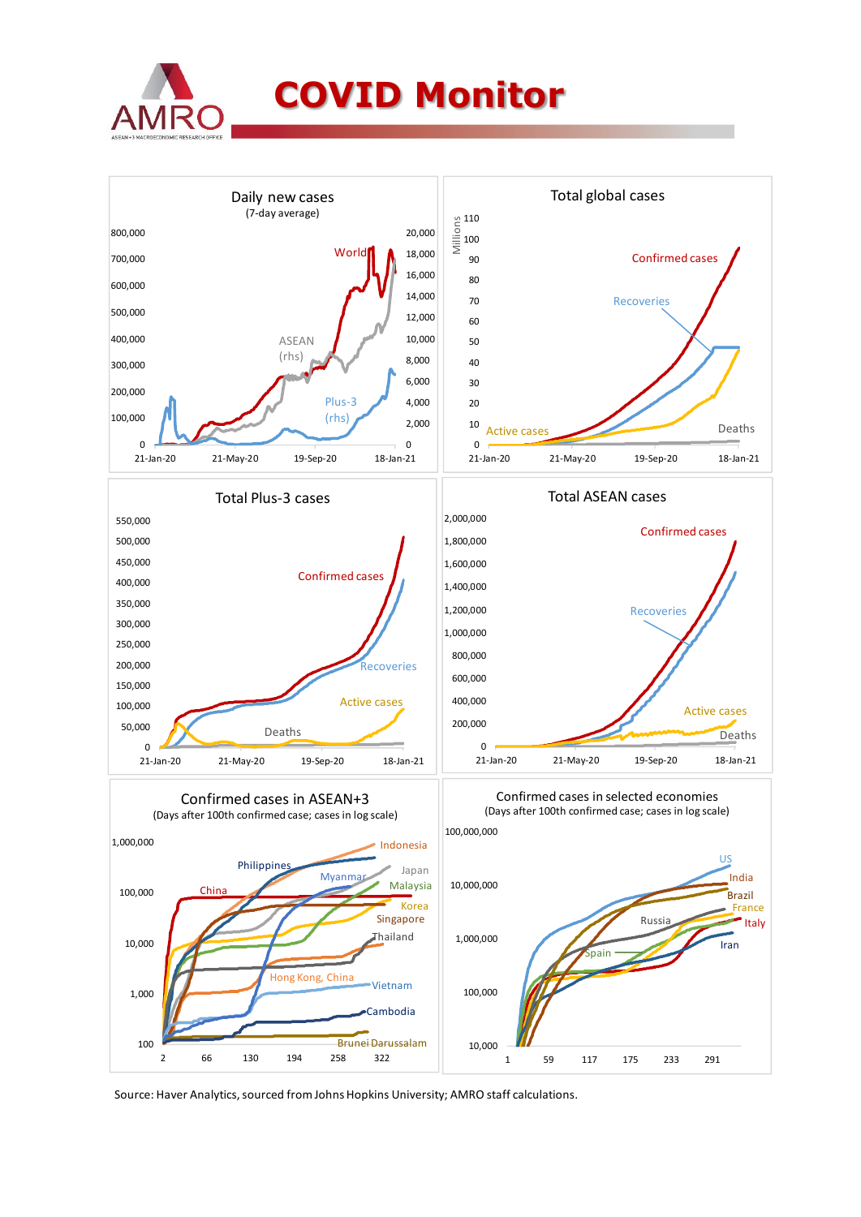# COVID Monitor

AMRO
ASEAN+3 MACROECONOMIC RESEARCH OFFICE

**Daily new cases**
(7-day average)

800,000
700,000
600,000
500,000
400,000
300,000
200,000
100,000
0

20,000
18,000
16,000
14,000
12,000
10,000
8,000
6,000
4,000
2,000
0

World
ASEAN (rhs)
Plus-3 (rhs)

21-Jan-20
21-May-20
19-Sep-20
18-Jan-21

**Total global cases**

Millions
110
100
90
80
70
60
50
40
30
20
10
0

Confirmed cases
Recoveries
Active cases
Deaths

21-Jan-20
21-May-20
19-Sep-20
18-Jan-21

**Total Plus-3 cases**

550,000
500,000
450,000
400,000
350,000
300,000
250,000
200,000
150,000
100,000
50,000
0

Confirmed cases
Recoveries
Active cases
Deaths

21-Jan-20
21-May-20
19-Sep-20
18-Jan-21

**Total ASEAN cases**

2,000,000
1,800,000
1,600,000
1,400,000
1,200,000
1,000,000
800,000
600,000
400,000
200,000
0

Confirmed cases
Recoveries
Active cases
Deaths

21-Jan-20
21-May-20
19-Sep-20
18-Jan-21

**Confirmed cases in ASEAN+3**
(Days after 100th confirmed case; cases in log scale)

1,000,000
100,000
10,000
1,000
100

Indonesia
Philippines
Japan
Myanmar
Malaysia
China
Korea
Singapore
Thailand
Hong Kong, China
Vietnam
Cambodia
Brunei Darussalam

2
66
130
194
258
322

**Confirmed cases in selected economies**
(Days after 100th confirmed case; cases in log scale)

100,000,000
10,000,000
1,000,000
100,000
10,000

US
India
Brazil
France
Russia
Italy
Iran
Spain

1
59
117
175
233
291

Source: Haver Analytics, sourced from Johns Hopkins University; AMRO staff calculations.